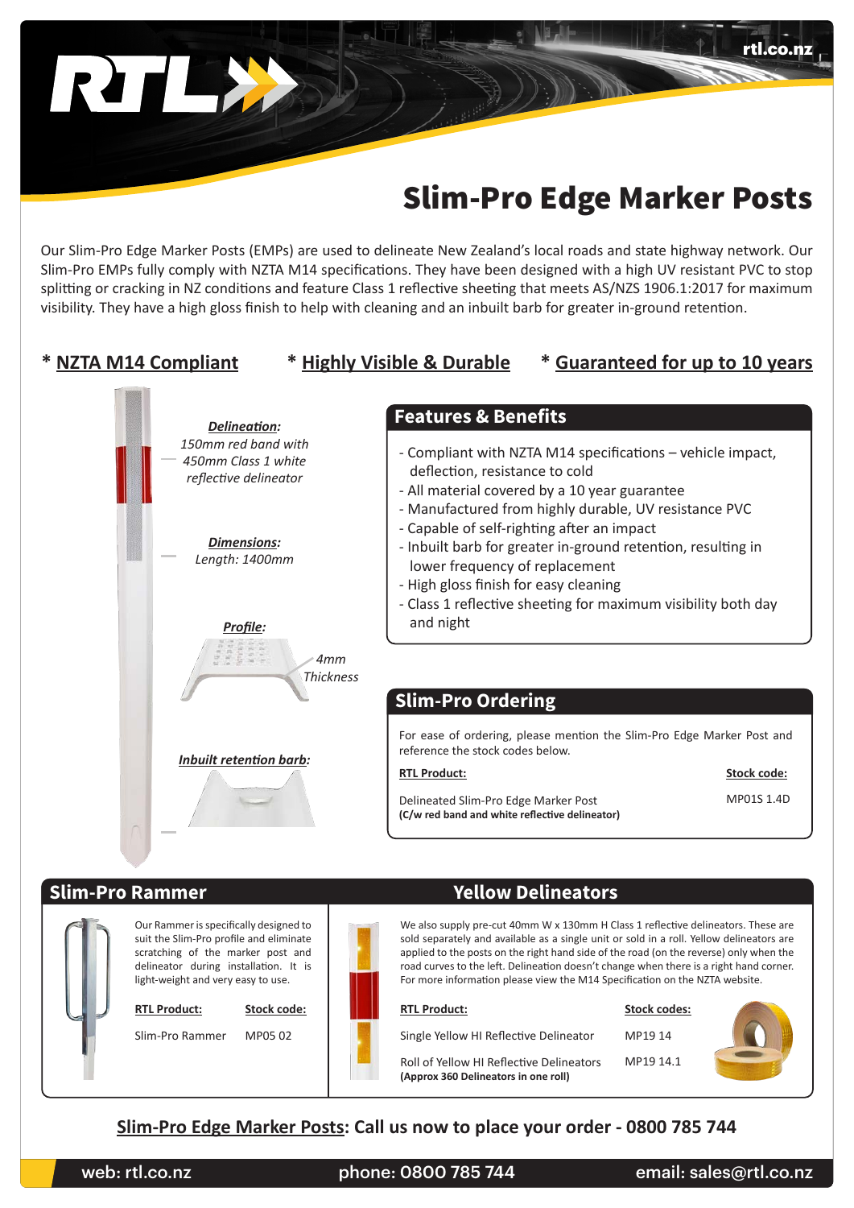# Slim-Pro Edge Marker Posts

Our Slim-Pro Edge Marker Posts (EMPs) are used to delineate New Zealand's local roads and state highway network. Our Slim-Pro EMPs fully comply with NZTA M14 specifications. They have been designed with a high UV resistant PVC to stop splitting or cracking in NZ conditions and feature Class 1 reflective sheeting that meets AS/NZS 1906.1:2017 for maximum visibility. They have a high gloss finish to help with cleaning and an inbuilt barb for greater in-ground retention.

* **NZTA M14 Compliant**  * **Highly Visible & Durable**  * **Guaranteed for up to 10 years**

***Delineation:***
*150mm red band with 450mm Class 1 white reflective delineator*

***Dimensions:***
*Length: 1400mm*

***Profile:***
*4mm Thickness*

***Inbuilt retention barb:***

## Features & Benefits

- Compliant with NZTA M14 specifications – vehicle impact, deflection, resistance to cold
- All material covered by a 10 year guarantee
- Manufactured from highly durable, UV resistance PVC
- Capable of self-righting after an impact
- Inbuilt barb for greater in-ground retention, resulting in lower frequency of replacement
- High gloss finish for easy cleaning
- Class 1 reflective sheeting for maximum visibility both day and night

## Slim-Pro Ordering

For ease of ordering, please mention the Slim-Pro Edge Marker Post and reference the stock codes below.

| RTL Product: | Stock code: |
|---|---|
| Delineated Slim-Pro Edge Marker Post **(C/w red band and white reflective delineator)** | MP01S 1.4D |

## Slim-Pro Rammer

Our Rammer is specifically designed to suit the Slim-Pro profile and eliminate scratching of the marker post and delineator during installation. It is light-weight and very easy to use.

| RTL Product: | Stock code: |
|---|---|
| Slim-Pro Rammer | MP05 02 |

## Yellow Delineators

We also supply pre-cut 40mm W x 130mm H Class 1 reflective delineators. These are sold separately and available as a single unit or sold in a roll. Yellow delineators are applied to the posts on the right hand side of the road (on the reverse) only when the road curves to the left. Delineation doesn't change when there is a right hand corner. For more information please view the M14 Specification on the NZTA website.

| RTL Product: | Stock codes: |
|---|---|
| Single Yellow HI Reflective Delineator | MP19 14 |
| Roll of Yellow HI Reflective Delineators **(Approx 360 Delineators in one roll)** | MP19 14.1 |

**Slim-Pro Edge Marker Posts: Call us now to place your order - 0800 785 744**

web: rtl.co.nz  phone: 0800 785 744  email: sales@rtl.co.nz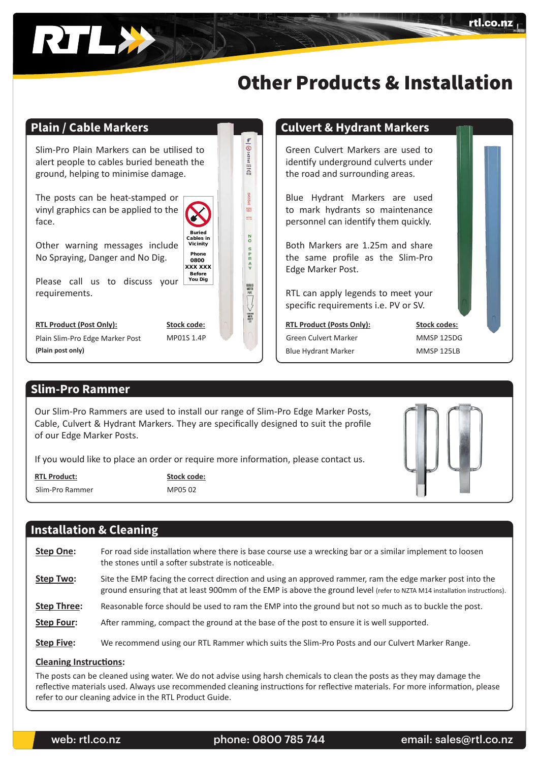# Other Products & Installation

## Plain / Cable Markers

Slim-Pro Plain Markers can be utilised to alert people to cables buried beneath the ground, helping to minimise damage.

The posts can be heat-stamped or vinyl graphics can be applied to the face.

Other warning messages include No Spraying, Danger and No Dig.

Please call us to discuss your requirements.

Buried Cables in Vicinity
Phone 0800 XXX XXX Before You Dig

| RTL Product (Post Only): | Stock code: |
|---|---|
| Plain Slim-Pro Edge Marker Post **(Plain post only)** | MP01S 1.4P |

## Culvert & Hydrant Markers

Green Culvert Markers are used to identify underground culverts under the road and surrounding areas.

Blue Hydrant Markers are used to mark hydrants so maintenance personnel can identify them quickly.

Both Markers are 1.25m and share the same profile as the Slim-Pro Edge Marker Post.

RTL can apply legends to meet your specific requirements i.e. PV or SV.

| RTL Product (Posts Only): | Stock codes: |
|---|---|
| Green Culvert Marker | MMSP 125DG |
| Blue Hydrant Marker | MMSP 125LB |

## Slim-Pro Rammer

Our Slim-Pro Rammers are used to install our range of Slim-Pro Edge Marker Posts, Cable, Culvert & Hydrant Markers. They are specifically designed to suit the profile of our Edge Marker Posts.

If you would like to place an order or require more information, please contact us.

| RTL Product: | Stock code: |
|---|---|
| Slim-Pro Rammer | MP05 02 |

## Installation & Cleaning

**Step One:** For road side installation where there is base course use a wrecking bar or a similar implement to loosen the stones until a softer substrate is noticeable.

**Step Two:** Site the EMP facing the correct direction and using an approved rammer, ram the edge marker post into the ground ensuring that at least 900mm of the EMP is above the ground level (refer to NZTA M14 installation instructions).

**Step Three:** Reasonable force should be used to ram the EMP into the ground but not so much as to buckle the post.

**Step Four:** After ramming, compact the ground at the base of the post to ensure it is well supported.

**Step Five:** We recommend using our RTL Rammer which suits the Slim-Pro Posts and our Culvert Marker Range.

**Cleaning Instructions:**

The posts can be cleaned using water. We do not advise using harsh chemicals to clean the posts as they may damage the reflective materials used. Always use recommended cleaning instructions for reflective materials. For more information, please refer to our cleaning advice in the RTL Product Guide.

web: rtl.co.nz phone: 0800 785 744 email: sales@rtl.co.nz